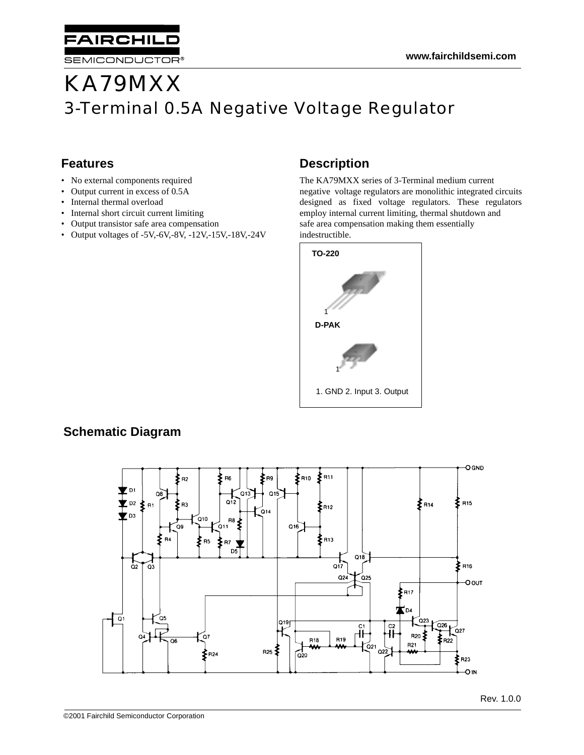# KA79MXX

## 3-Terminal 0.5A Negative Voltage Regulator

### Features

- No external components required
- Output current in excess of 0.5A
- Internal thermal overload
- Internal short circuit current limiting
- Output transistor safe area compensation
- Output voltages of -5V,-6V,-8V, -12V,-15V,-18V,-24V

### Description

The KA79MXX series of 3-Terminal medium current negative voltage regulators are monolithic integrated circuits designed as fixed voltage regulators. These regulators employ internal current limiting, thermal shutdown and safe area compensation making them essentially indestructible.

TO-220

D-PAK

1. GND 2. Input 3. Output

### Schematic Diagram

Rev. 1.0.0

©2001 Fairchild Semiconductor Corporation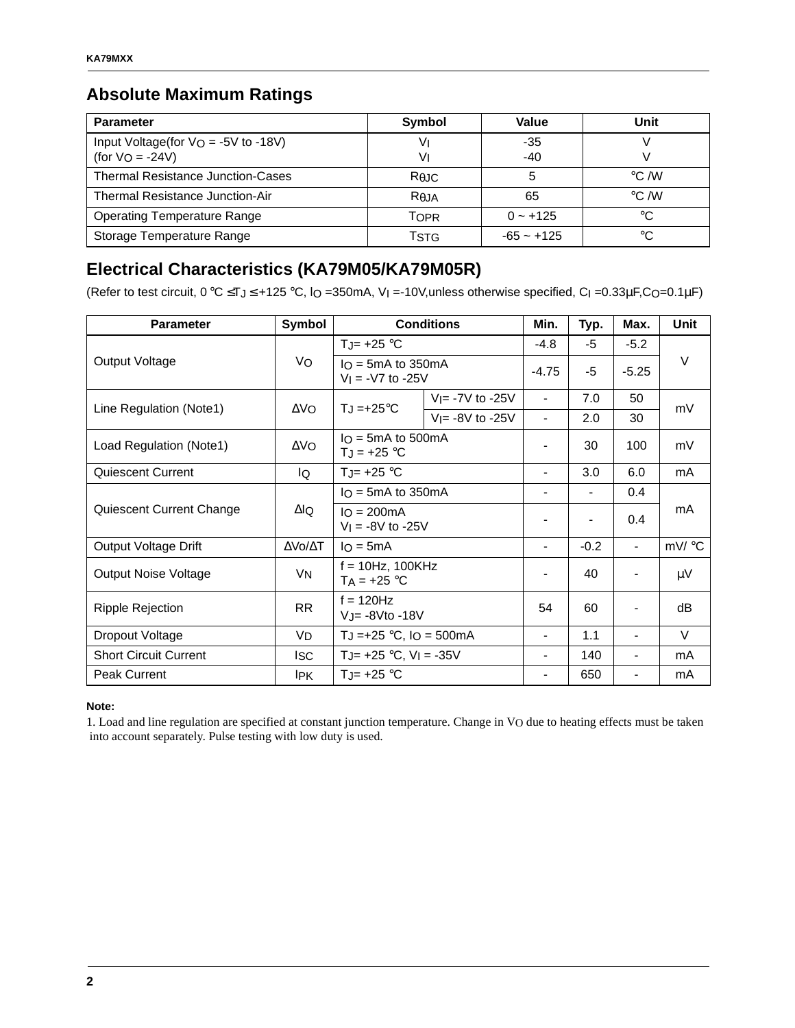## Absolute Maximum Ratings

| Parameter | Symbol | Value | Unit |
|---|---|---|---|
| Input Voltage(for $V_O$ = -5V to -18V)<br>(for $V_O$ = -24V) | $V_I$<br>$V_I$ | -35<br>-40 | V<br>V |
| Thermal Resistance Junction-Cases | $R_{\theta JC}$ | 5 | °C /W |
| Thermal Resistance Junction-Air | $R_{\theta JA}$ | 65 | °C /W |
| Operating Temperature Range | $T_{OPR}$ | 0 ~ +125 | °C |
| Storage Temperature Range | $T_{STG}$ | -65 ~ +125 | °C |

## Electrical Characteristics (KA79M05/KA79M05R)

(Refer to test circuit, 0 °C ≤ $T_J$ ≤ +125 °C, $I_O$ =350mA, $V_I$ =-10V,unless otherwise specified, $C_I$ =0.33μF,$C_O$=0.1μF)

| Parameter | Symbol | Conditions | | Min. | Typ. | Max. | Unit |
|---|---|---|---|---|---|---|---|
| Output Voltage | $V_O$ | $T_J$= +25 °C | | -4.8 | -5 | -5.2 | V |
| | | $I_O$ = 5mA to 350mA<br>$V_I$ = -V7 to -25V | | -4.75 | -5 | -5.25 | |
| Line Regulation (Note1) | $\Delta V_O$ | $T_J$ =+25°C | $V_I$= -7V to -25V | - | 7.0 | 50 | mV |
| | | | $V_I$= -8V to -25V | - | 2.0 | 30 | |
| Load Regulation (Note1) | $\Delta V_O$ | $I_O$ = 5mA to 500mA<br>$T_J$ = +25 °C | | - | 30 | 100 | mV |
| Quiescent Current | $I_Q$ | $T_J$= +25 °C | | - | 3.0 | 6.0 | mA |
| Quiescent Current Change | $\Delta I_Q$ | $I_O$= 5mA to 350mA | | - | - | 0.4 | mA |
| | | $I_O$ = 200mA<br>$V_I$ = -8V to -25V | | - | - | 0.4 | |
| Output Voltage Drift | $\Delta V_O/\Delta T$ | $I_O$ = 5mA | | - | -0.2 | - | mV/ °C |
| Output Noise Voltage | $V_N$ | f = 10Hz, 100KHz<br>$T_A$ = +25 °C | | - | 40 | - | μV |
| Ripple Rejection | RR | f = 120Hz<br>$V_J$= -8Vto -18V | | 54 | 60 | - | dB |
| Dropout Voltage | $V_D$ | $T_J$ =+25 °C, $I_O$ = 500mA | | - | 1.1 | - | V |
| Short Circuit Current | $I_{SC}$ | $T_J$= +25 °C, $V_I$ = -35V | | - | 140 | - | mA |
| Peak Current | $I_{PK}$ | $T_J$= +25 °C | | - | 650 | - | mA |

**Note:**

1. Load and line regulation are specified at constant junction temperature. Change in $V_O$ due to heating effects must be taken into account separately. Pulse testing with low duty is used.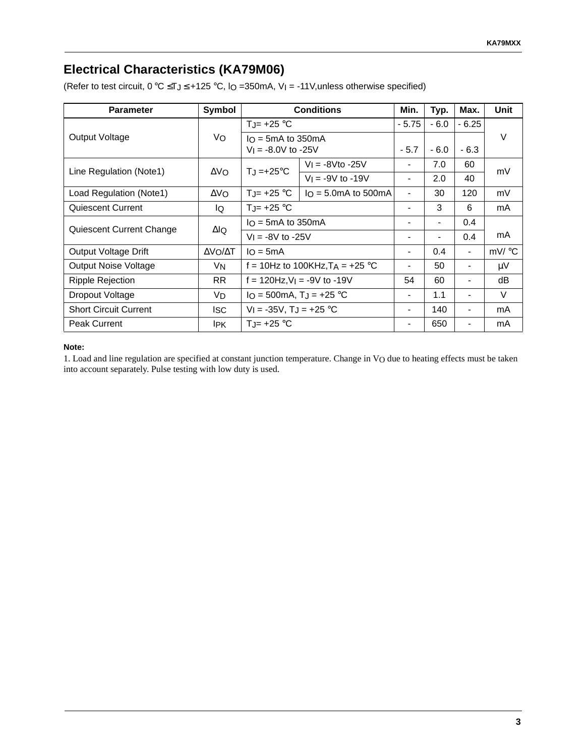## Electrical Characteristics (KA79M06)

(Refer to test circuit, 0 °C ≤ $T_J$ ≤ +125 °C, $I_O$ =350mA, $V_I$ = -11V,unless otherwise specified)

| Parameter | Symbol | Conditions | | Min. | Typ. | Max. | Unit |
|---|---|---|---|---|---|---|---|
| Output Voltage | $V_O$ | $T_J$= +25 °C | | - 5.75 | - 6.0 | - 6.25 | V |
| | | $I_O$ = 5mA to 350mA $V_I$ = -8.0V to -25V | | - 5.7 | - 6.0 | - 6.3 | |
| Line Regulation (Note1) | $\Delta V_O$ | $T_J$ =+25°C | $V_I$ = -8Vto -25V | - | 7.0 | 60 | mV |
| | | | $V_I$ = -9V to -19V | - | 2.0 | 40 | |
| Load Regulation (Note1) | $\Delta V_O$ | $T_J$= +25 °C | $I_O$ = 5.0mA to 500mA | - | 30 | 120 | mV |
| Quiescent Current | $I_Q$ | $T_J$= +25 °C | | - | 3 | 6 | mA |
| Quiescent Current Change | $\Delta I_Q$ | $I_O$ = 5mA to 350mA | | - | - | 0.4 | mA |
| | | $V_I$ = -8V to -25V | | - | - | 0.4 | |
| Output Voltage Drift | $\Delta V_O/\Delta T$ | $I_O$ = 5mA | | - | 0.4 | - | mV/ °C |
| Output Noise Voltage | $V_N$ | f = 10Hz to 100KHz,$T_A$ = +25 °C | | - | 50 | - | μV |
| Ripple Rejection | RR | f = 120Hz,$V_I$ = -9V to -19V | | 54 | 60 | - | dB |
| Dropout Voltage | $V_D$ | $I_O$ = 500mA, $T_J$ = +25 °C | | - | 1.1 | - | V |
| Short Circuit Current | $I_{SC}$ | $V_I$ = -35V, $T_J$ = +25 °C | | - | 140 | - | mA |
| Peak Current | $I_{PK}$ | $T_J$= +25 °C | | - | 650 | - | mA |

**Note:**

1. Load and line regulation are specified at constant junction temperature. Change in $V_O$ due to heating effects must be taken into account separately. Pulse testing with low duty is used.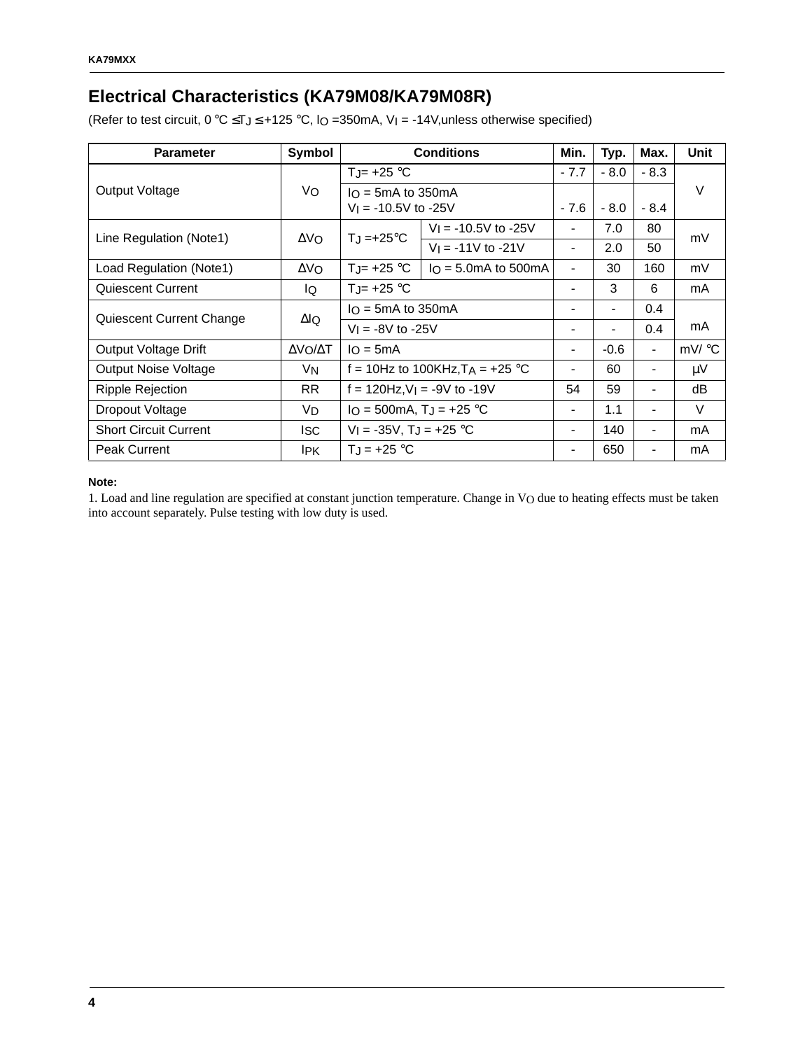## Electrical Characteristics (KA79M08/KA79M08R)

(Refer to test circuit, 0 °C ≤ $T_J$ ≤ +125 °C, $I_O$ =350mA, $V_I$ = -14V,unless otherwise specified)

| Parameter | Symbol | Conditions | | Min. | Typ. | Max. | Unit |
|---|---|---|---|---|---|---|---|
| Output Voltage | $V_O$ | $T_J$= +25 °C | | - 7.7 | - 8.0 | - 8.3 | V |
| | | $I_O$ = 5mA to 350mA, $V_I$ = -10.5V to -25V | | - 7.6 | - 8.0 | - 8.4 | |
| Line Regulation (Note1) | $\Delta V_O$ | $T_J$ =+25°C | $V_I$ = -10.5V to -25V | - | 7.0 | 80 | mV |
| | | | $V_I$ = -11V to -21V | - | 2.0 | 50 | |
| Load Regulation (Note1) | $\Delta V_O$ | $T_J$= +25 °C | $I_O$ = 5.0mA to 500mA | - | 30 | 160 | mV |
| Quiescent Current | $I_Q$ | $T_J$= +25 °C | | - | 3 | 6 | mA |
| Quiescent Current Change | $\Delta I_Q$ | $I_O$ = 5mA to 350mA | | - | - | 0.4 | mA |
| | | $V_I$ = -8V to -25V | | - | - | 0.4 | |
| Output Voltage Drift | $\Delta V_O/\Delta T$ | $I_O$ = 5mA | | - | -0.6 | - | mV/ °C |
| Output Noise Voltage | $V_N$ | f = 10Hz to 100KHz,$T_A$ = +25 °C | | - | 60 | - | μV |
| Ripple Rejection | RR | f = 120Hz,$V_I$ = -9V to -19V | | 54 | 59 | - | dB |
| Dropout Voltage | $V_D$ | $I_O$ = 500mA, $T_J$ = +25 °C | | - | 1.1 | - | V |
| Short Circuit Current | $I_{SC}$ | $V_I$ = -35V, $T_J$ = +25 °C | | - | 140 | - | mA |
| Peak Current | $I_{PK}$ | $T_J$ = +25 °C | | - | 650 | - | mA |

**Note:**

1. Load and line regulation are specified at constant junction temperature. Change in $V_O$ due to heating effects must be taken into account separately. Pulse testing with low duty is used.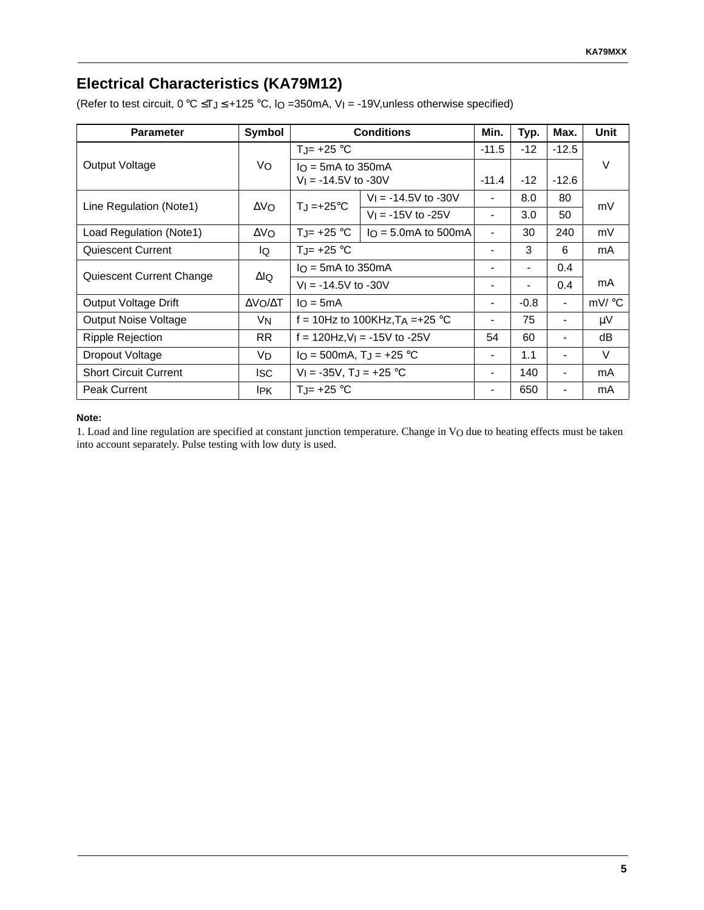## Electrical Characteristics (KA79M12)

(Refer to test circuit, 0 °C ≤ $T_J$ ≤ +125 °C, $I_O$ =350mA, $V_I$ = -19V,unless otherwise specified)

| Parameter | Symbol | Conditions | | Min. | Typ. | Max. | Unit |
|---|---|---|---|---|---|---|---|
| Output Voltage | $V_O$ | $T_J$= +25 °C | | -11.5 | -12 | -12.5 | V |
| | | $I_O$ = 5mA to 350mA $V_I$ = -14.5V to -30V | | -11.4 | -12 | -12.6 | |
| Line Regulation (Note1) | $\Delta V_O$ | $T_J$ =+25°C | $V_I$ = -14.5V to -30V | - | 8.0 | 80 | mV |
| | | | $V_I$ = -15V to -25V | - | 3.0 | 50 | |
| Load Regulation (Note1) | $\Delta V_O$ | $T_J$= +25 °C | $I_O$ = 5.0mA to 500mA | - | 30 | 240 | mV |
| Quiescent Current | $I_Q$ | $T_J$= +25 °C | | - | 3 | 6 | mA |
| Quiescent Current Change | $\Delta I_Q$ | $I_O$ = 5mA to 350mA | | - | - | 0.4 | mA |
| | | $V_I$ = -14.5V to -30V | | - | - | 0.4 | |
| Output Voltage Drift | $\Delta V_O/\Delta T$ | $I_O$ = 5mA | | - | -0.8 | - | mV/ °C |
| Output Noise Voltage | $V_N$ | f = 10Hz to 100KHz,$T_A$ =+25 °C | | - | 75 | - | μV |
| Ripple Rejection | RR | f = 120Hz,$V_I$ = -15V to -25V | | 54 | 60 | - | dB |
| Dropout Voltage | $V_D$ | $I_O$ = 500mA, $T_J$ = +25 °C | | - | 1.1 | - | V |
| Short Circuit Current | $I_{SC}$ | $V_I$ = -35V, $T_J$ = +25 °C | | - | 140 | - | mA |
| Peak Current | $I_{PK}$ | $T_J$= +25 °C | | - | 650 | - | mA |

**Note:**

1. Load and line regulation are specified at constant junction temperature. Change in $V_O$ due to heating effects must be taken into account separately. Pulse testing with low duty is used.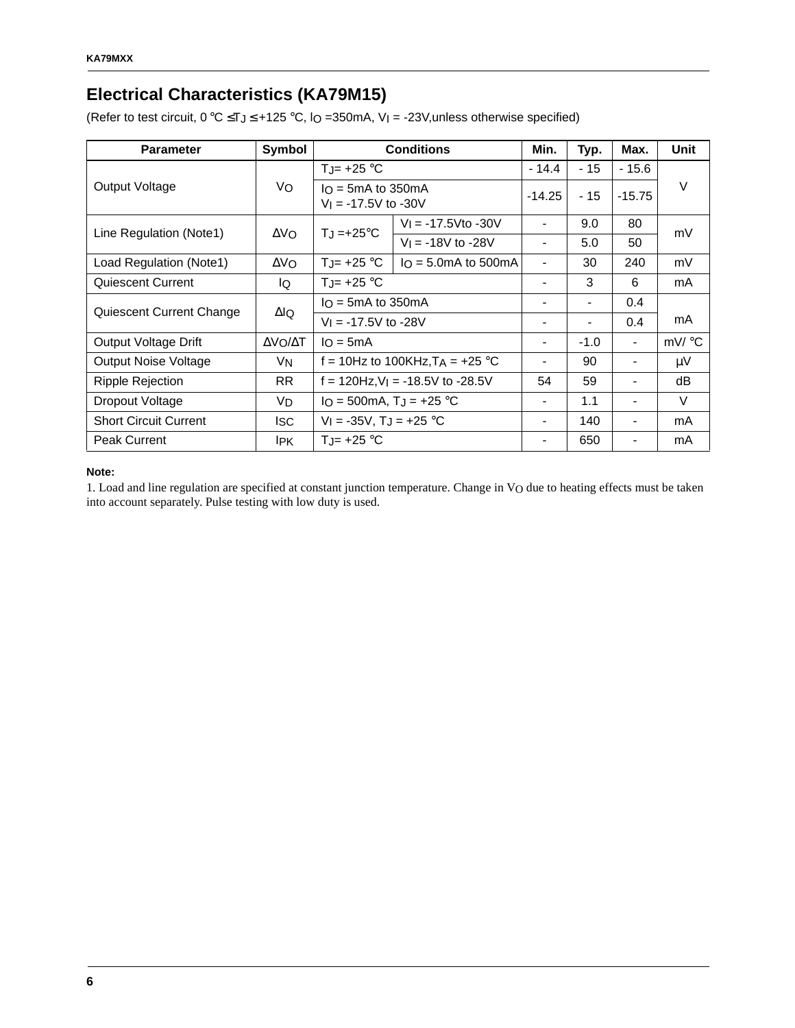## Electrical Characteristics (KA79M15)

(Refer to test circuit, 0 °C ≤ $T_J$ ≤ +125 °C, $I_O$ =350mA, $V_I$ = -23V,unless otherwise specified)

| Parameter | Symbol | Conditions | | Min. | Typ. | Max. | Unit |
|---|---|---|---|---|---|---|---|
| Output Voltage | $V_O$ | $T_J$= +25 °C | | - 14.4 | - 15 | - 15.6 | V |
| | | $I_O$ = 5mA to 350mA<br>$V_I$ = -17.5V to -30V | | -14.25 | - 15 | -15.75 | |
| Line Regulation (Note1) | $\Delta V_O$ | $T_J$ =+25°C | $V_I$ = -17.5Vto -30V | - | 9.0 | 80 | mV |
| | | | $V_I$ = -18V to -28V | - | 5.0 | 50 | |
| Load Regulation (Note1) | $\Delta V_O$ | $T_J$= +25 °C | $I_O$ = 5.0mA to 500mA | - | 30 | 240 | mV |
| Quiescent Current | $I_Q$ | $T_J$= +25 °C | | - | 3 | 6 | mA |
| Quiescent Current Change | $\Delta I_Q$ | $I_O$ = 5mA to 350mA | | - | - | 0.4 | mA |
| | | $V_I$ = -17.5V to -28V | | - | - | 0.4 | |
| Output Voltage Drift | $\Delta V_O/\Delta T$ | $I_O$ = 5mA | | - | -1.0 | - | mV/ °C |
| Output Noise Voltage | $V_N$ | f = 10Hz to 100KHz,$T_A$ = +25 °C | | - | 90 | - | μV |
| Ripple Rejection | RR | f = 120Hz,$V_I$ = -18.5V to -28.5V | | 54 | 59 | - | dB |
| Dropout Voltage | $V_D$ | $I_O$ = 500mA, $T_J$ = +25 °C | | - | 1.1 | - | V |
| Short Circuit Current | $I_{SC}$ | $V_I$ = -35V, $T_J$ = +25 °C | | - | 140 | - | mA |
| Peak Current | $I_{PK}$ | $T_J$= +25 °C | | - | 650 | - | mA |

**Note:**

1. Load and line regulation are specified at constant junction temperature. Change in $V_O$ due to heating effects must be taken into account separately. Pulse testing with low duty is used.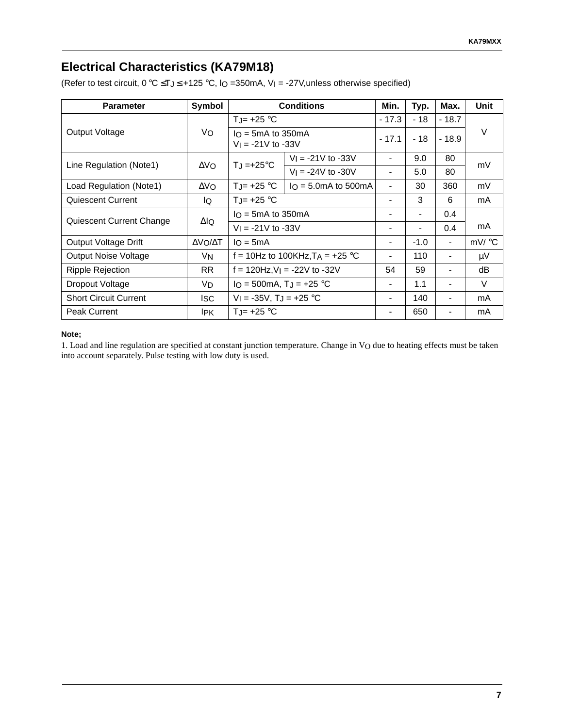## Electrical Characteristics (KA79M18)

(Refer to test circuit, 0 °C ≤ $T_J$ ≤ +125 °C, $I_O$ =350mA, $V_I$ = -27V,unless otherwise specified)

| Parameter | Symbol | Conditions | | Min. | Typ. | Max. | Unit |
|---|---|---|---|---|---|---|---|
| Output Voltage | $V_O$ | $T_J$= +25 °C | | - 17.3 | - 18 | - 18.7 | V |
| | | $I_O$ = 5mA to 350mA $V_I$ = -21V to -33V | | - 17.1 | - 18 | - 18.9 | |
| Line Regulation (Note1) | $\Delta V_O$ | $T_J$ =+25°C | $V_I$ = -21V to -33V | - | 9.0 | 80 | mV |
| | | | $V_I$ = -24V to -30V | - | 5.0 | 80 | |
| Load Regulation (Note1) | $\Delta V_O$ | $T_J$= +25 °C | $I_O$ = 5.0mA to 500mA | - | 30 | 360 | mV |
| Quiescent Current | $I_Q$ | $T_J$= +25 °C | | - | 3 | 6 | mA |
| Quiescent Current Change | $\Delta I_Q$ | $I_O$ = 5mA to 350mA | | - | - | 0.4 | mA |
| | | $V_I$ = -21V to -33V | | - | - | 0.4 | |
| Output Voltage Drift | $\Delta V_O/\Delta T$ | $I_O$ = 5mA | | - | -1.0 | - | mV/ °C |
| Output Noise Voltage | $V_N$ | f = 10Hz to 100KHz,$T_A$ = +25 °C | | - | 110 | - | μV |
| Ripple Rejection | RR | f = 120Hz,$V_I$ = -22V to -32V | | 54 | 59 | - | dB |
| Dropout Voltage | $V_D$ | $I_O$ = 500mA, $T_J$ = +25 °C | | - | 1.1 | - | V |
| Short Circuit Current | $I_{SC}$ | $V_I$ = -35V, $T_J$ = +25 °C | | - | 140 | - | mA |
| Peak Current | $I_{PK}$ | $T_J$= +25 °C | | - | 650 | - | mA |

**Note;**

1. Load and line regulation are specified at constant junction temperature. Change in $V_O$ due to heating effects must be taken into account separately. Pulse testing with low duty is used.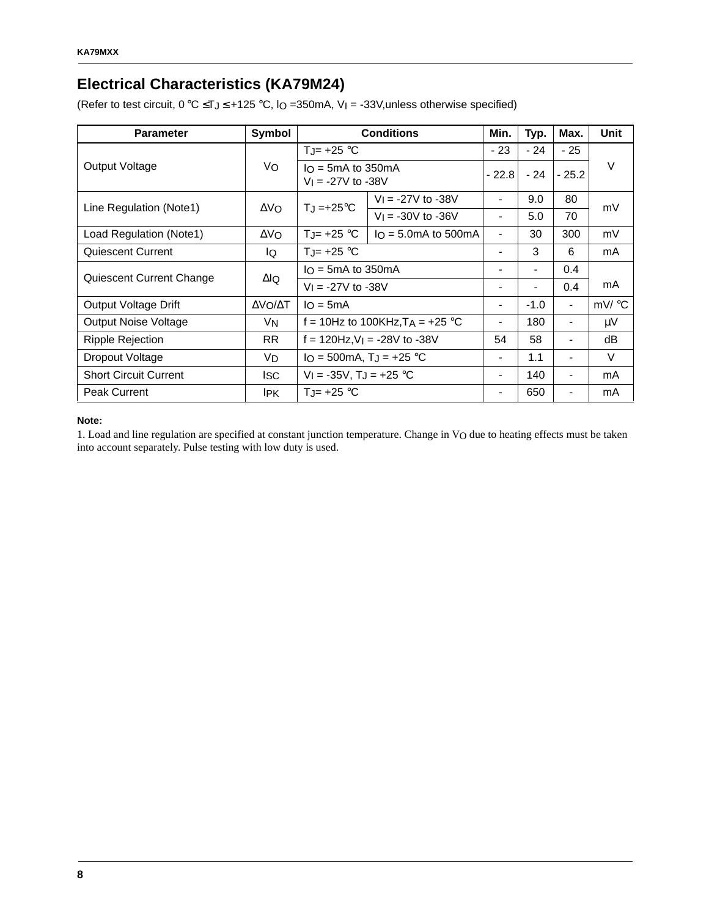## Electrical Characteristics (KA79M24)

(Refer to test circuit, 0 °C ≤ $T_J$ ≤ +125 °C, $I_O$ =350mA, $V_I$ = -33V,unless otherwise specified)

| Parameter | Symbol | Conditions | | Min. | Typ. | Max. | Unit |
|---|---|---|---|---|---|---|---|
| Output Voltage | $V_O$ | $T_J$= +25 °C | | - 23 | - 24 | - 25 | V |
| | | $I_O$ = 5mA to 350mA<br>$V_I$ = -27V to -38V | | - 22.8 | - 24 | - 25.2 | |
| Line Regulation (Note1) | $\Delta V_O$ | $T_J$ =+25°C | $V_I$ = -27V to -38V | - | 9.0 | 80 | mV |
| | | | $V_I$ = -30V to -36V | - | 5.0 | 70 | |
| Load Regulation (Note1) | $\Delta V_O$ | $T_J$= +25 °C | $I_O$ = 5.0mA to 500mA | - | 30 | 300 | mV |
| Quiescent Current | $I_Q$ | $T_J$= +25 °C | | - | 3 | 6 | mA |
| Quiescent Current Change | $\Delta I_Q$ | $I_O$ = 5mA to 350mA | | - | - | 0.4 | mA |
| | | $V_I$ = -27V to -38V | | - | - | 0.4 | |
| Output Voltage Drift | $\Delta V_O/\Delta T$ | $I_O$ = 5mA | | - | -1.0 | - | mV/ °C |
| Output Noise Voltage | $V_N$ | f = 10Hz to 100KHz, $T_A$ = +25 °C | | - | 180 | - | μV |
| Ripple Rejection | RR | f = 120Hz, $V_I$ = -28V to -38V | | 54 | 58 | - | dB |
| Dropout Voltage | $V_D$ | $I_O$ = 500mA, $T_J$ = +25 °C | | - | 1.1 | - | V |
| Short Circuit Current | $I_{SC}$ | $V_I$ = -35V, $T_J$ = +25 °C | | - | 140 | - | mA |
| Peak Current | $I_{PK}$ | $T_J$= +25 °C | | - | 650 | - | mA |

**Note:**

1. Load and line regulation are specified at constant junction temperature. Change in $V_O$ due to heating effects must be taken into account separately. Pulse testing with low duty is used.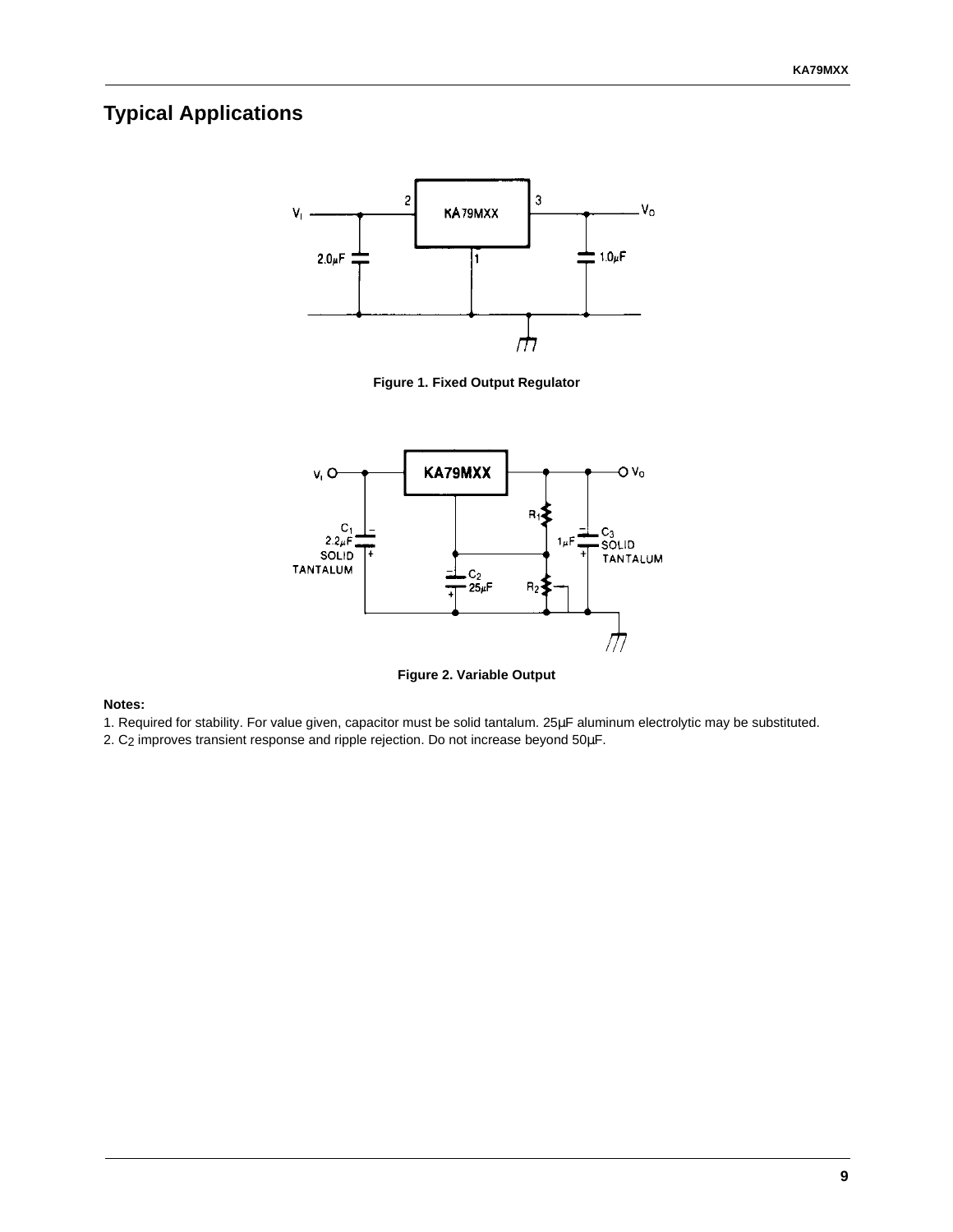## Typical Applications

**Figure 1. Fixed Output Regulator**

**Figure 2. Variable Output**

**Notes:**

1. Required for stability. For value given, capacitor must be solid tantalum. 25µF aluminum electrolytic may be substituted.
2. $C_2$ improves transient response and ripple rejection. Do not increase beyond 50µF.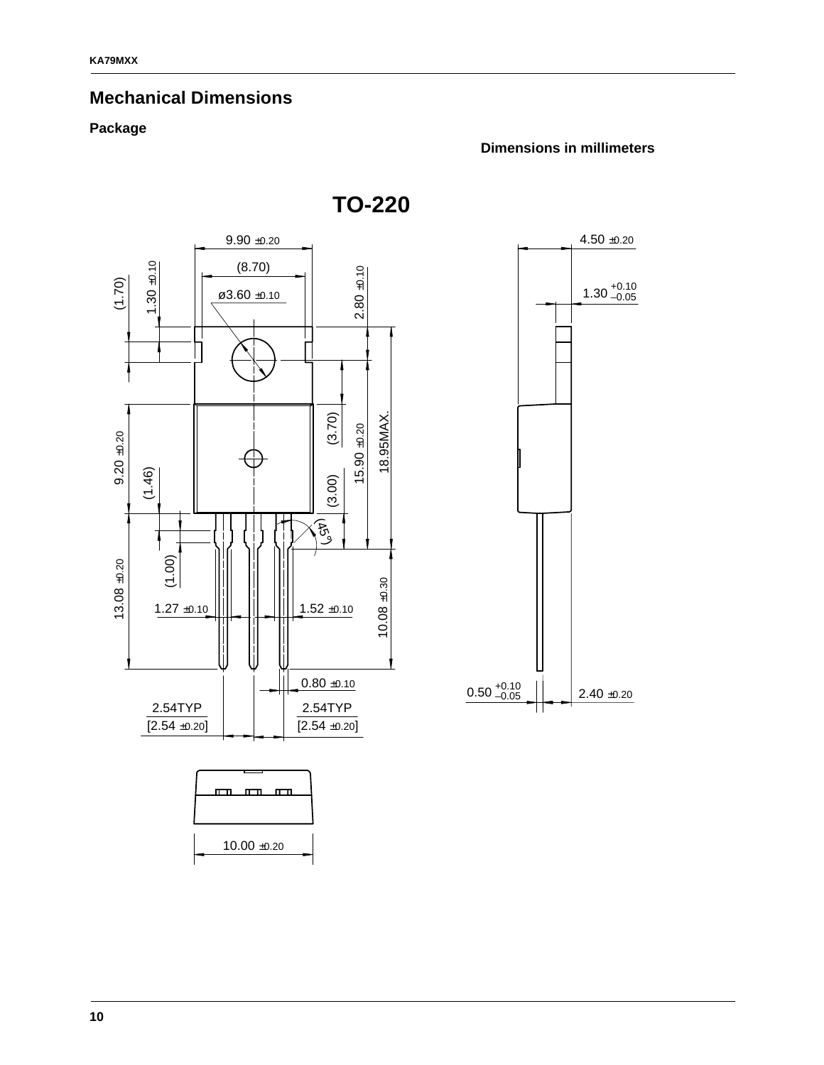## Mechanical Dimensions

### Package

**Dimensions in millimeters**

**TO-220**

9.90 ±0.20

(8.70)

ø3.60 ±0.10

(1.70)

1.30 ±0.10

2.80 ±0.10

(3.70)

15.90 ±0.20

18.95MAX.

9.20 ±0.20

(1.46)

(3.00)

(45°)

(1.00)

13.08 ±0.20

1.27 ±0.10

1.52 ±0.10

10.08 ±0.30

0.80 ±0.10

2.54TYP [2.54 ±0.20]

2.54TYP [2.54 ±0.20]

10.00 ±0.20

4.50 ±0.20

1.30 +0.10 −0.05

0.50 +0.10 −0.05

2.40 ±0.20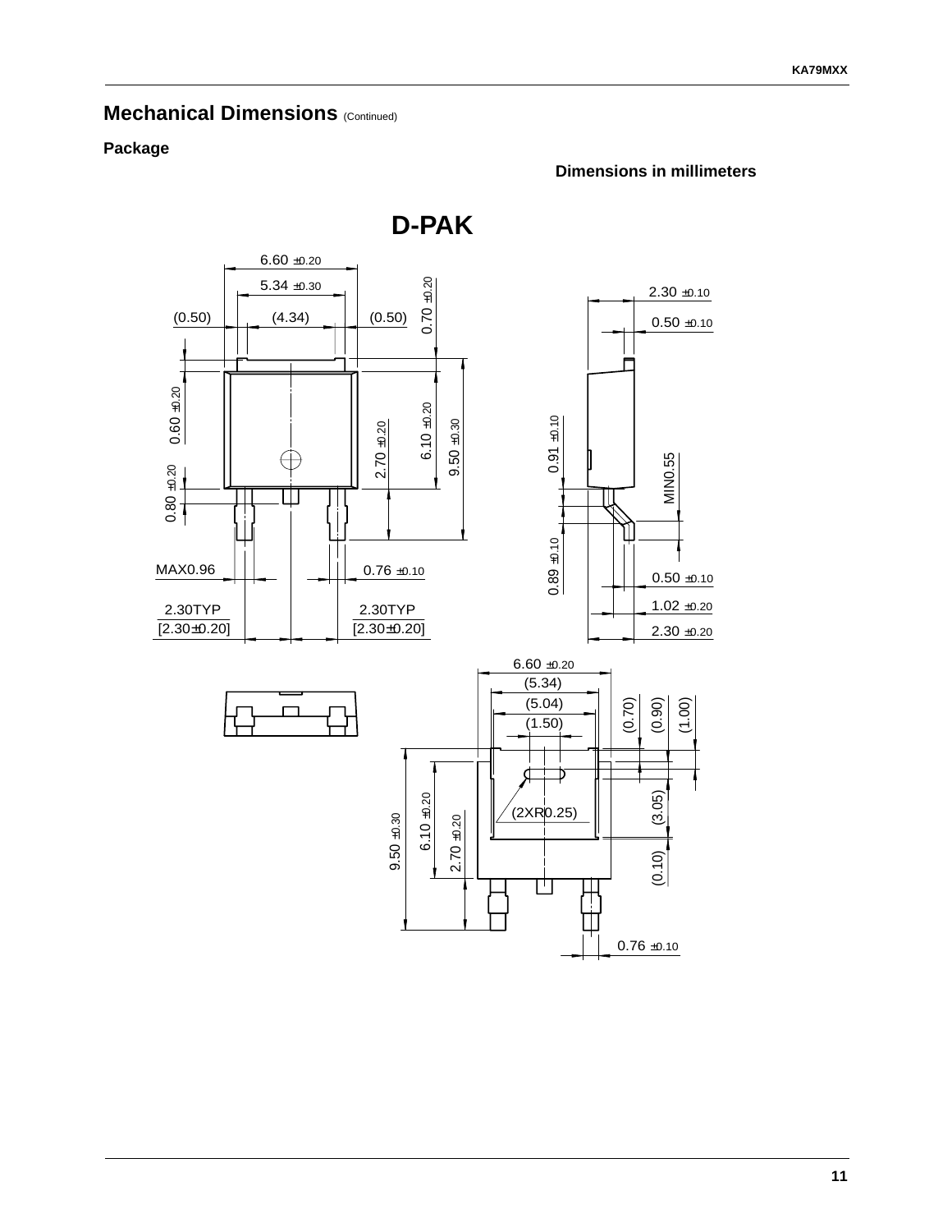## Mechanical Dimensions (Continued)

### Package

**Dimensions in millimeters**

# D-PAK

6.60 ±0.20
5.34 ±0.30
(0.50) (4.34) (0.50)
0.70 ±0.20
0.60 ±0.20
0.80 ±0.20
2.70 ±0.20
6.10 ±0.20
9.50 ±0.30
MAX0.96
0.76 ±0.10
2.30TYP [2.30±0.20]
2.30TYP [2.30±0.20]

2.30 ±0.10
0.50 ±0.10
0.91 ±0.10
MIN0.55
0.89 ±0.10
0.50 ±0.10
1.02 ±0.20
2.30 ±0.20

6.60 ±0.20
(5.34)
(5.04)
(1.50)
(0.70)
(0.90)
(1.00)
(2XR0.25)
(3.05)
(0.10)
9.50 ±0.30
6.10 ±0.20
2.70 ±0.20
0.76 ±0.10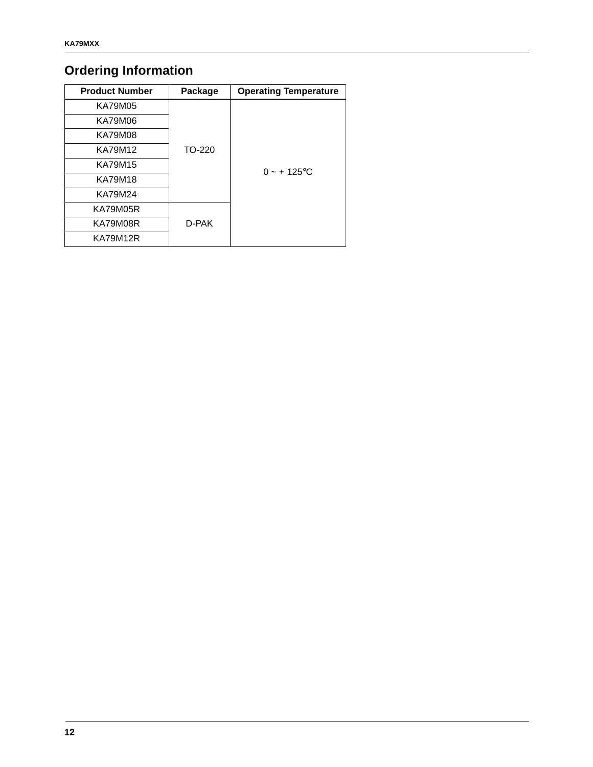## Ordering Information

| Product Number | Package | Operating Temperature |
| --- | --- | --- |
| KA79M05 | TO-220 | 0 ~ + 125°C |
| KA79M06 | | |
| KA79M08 | | |
| KA79M12 | | |
| KA79M15 | | |
| KA79M18 | | |
| KA79M24 | | |
| KA79M05R | D-PAK | |
| KA79M08R | | |
| KA79M12R | | |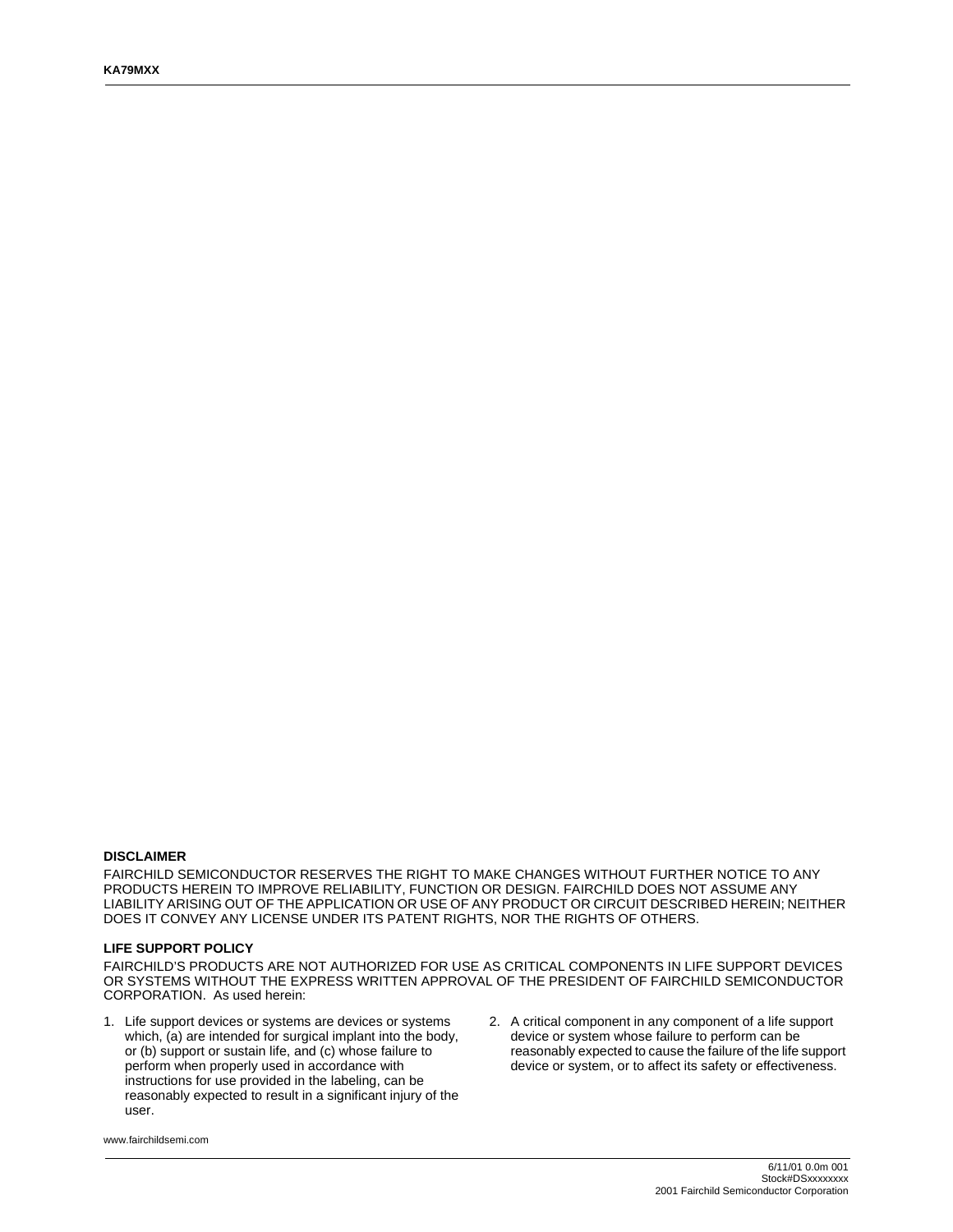**DISCLAIMER**

FAIRCHILD SEMICONDUCTOR RESERVES THE RIGHT TO MAKE CHANGES WITHOUT FURTHER NOTICE TO ANY PRODUCTS HEREIN TO IMPROVE RELIABILITY, FUNCTION OR DESIGN. FAIRCHILD DOES NOT ASSUME ANY LIABILITY ARISING OUT OF THE APPLICATION OR USE OF ANY PRODUCT OR CIRCUIT DESCRIBED HEREIN; NEITHER DOES IT CONVEY ANY LICENSE UNDER ITS PATENT RIGHTS, NOR THE RIGHTS OF OTHERS.

**LIFE SUPPORT POLICY**

FAIRCHILD'S PRODUCTS ARE NOT AUTHORIZED FOR USE AS CRITICAL COMPONENTS IN LIFE SUPPORT DEVICES OR SYSTEMS WITHOUT THE EXPRESS WRITTEN APPROVAL OF THE PRESIDENT OF FAIRCHILD SEMICONDUCTOR CORPORATION. As used herein:

1. Life support devices or systems are devices or systems which, (a) are intended for surgical implant into the body, or (b) support or sustain life, and (c) whose failure to perform when properly used in accordance with instructions for use provided in the labeling, can be reasonably expected to result in a significant injury of the user.
2. A critical component in any component of a life support device or system whose failure to perform can be reasonably expected to cause the failure of the life support device or system, or to affect its safety or effectiveness.

www.fairchildsemi.com

6/11/01 0.0m 001
Stock#DSxxxxxxxx
2001 Fairchild Semiconductor Corporation